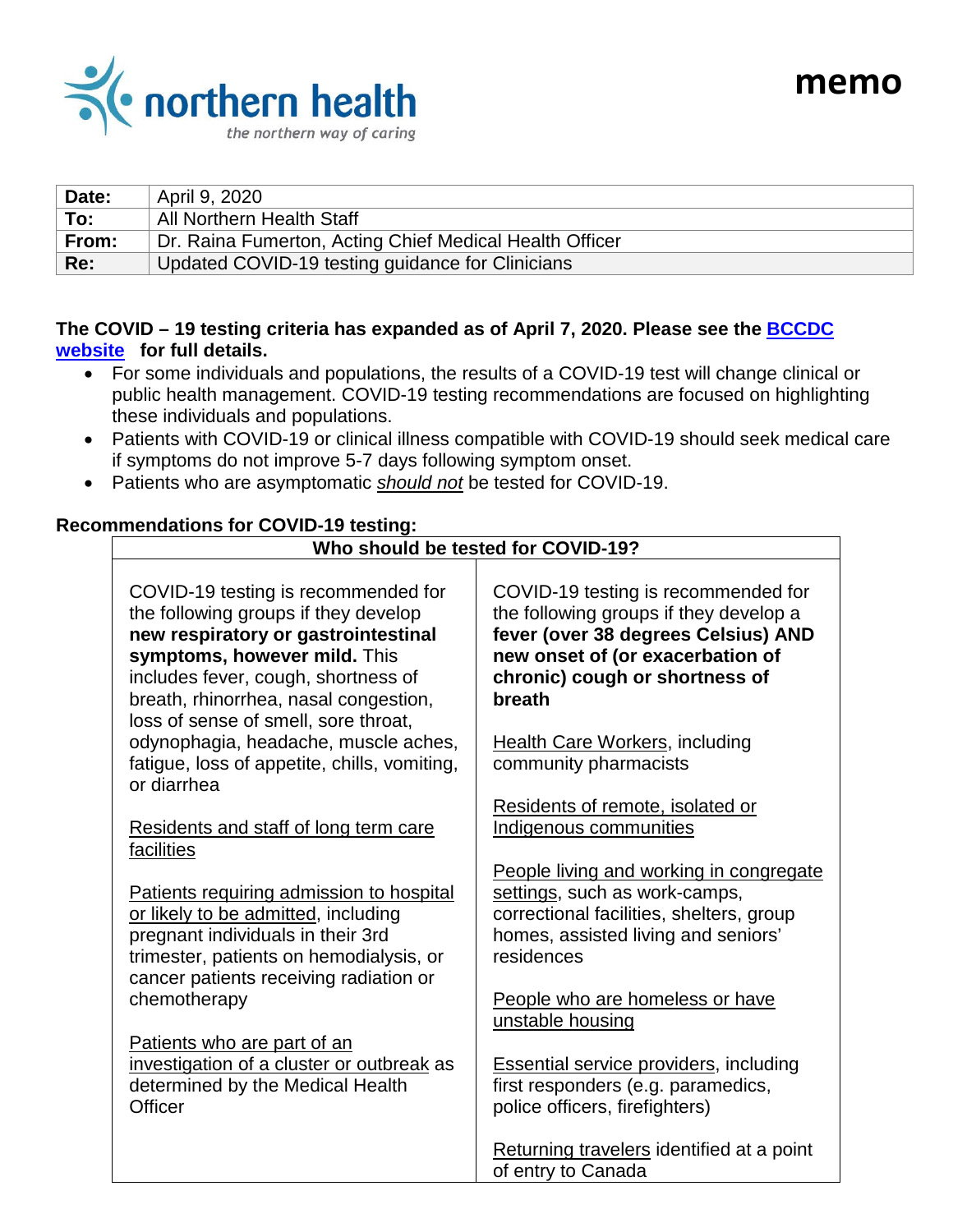northern health
*the northern way of caring*

# memo

| | |
|---|---|
| **Date:** | April 9, 2020 |
| **To:** | All Northern Health Staff |
| **From:** | Dr. Raina Fumerton, Acting Chief Medical Health Officer |
| **Re:** | Updated COVID-19 testing guidance for Clinicians |

**The COVID – 19 testing criteria has expanded as of April 7, 2020. Please see the [BCCDC website](BCCDC website) for full details.**

- For some individuals and populations, the results of a COVID-19 test will change clinical or public health management. COVID-19 testing recommendations are focused on highlighting these individuals and populations.
- Patients with COVID-19 or clinical illness compatible with COVID-19 should seek medical care if symptoms do not improve 5-7 days following symptom onset.
- Patients who are asymptomatic ***should not*** be tested for COVID-19.

**Recommendations for COVID-19 testing:**

| **Who should be tested for COVID-19?** | |
|---|---|
| COVID-19 testing is recommended for the following groups if they develop **new respiratory or gastrointestinal symptoms, however mild.** This includes fever, cough, shortness of breath, rhinorrhea, nasal congestion, loss of sense of smell, sore throat, odynophagia, headache, muscle aches, fatigue, loss of appetite, chills, vomiting, or diarrhea | COVID-19 testing is recommended for the following groups if they develop a **fever (over 38 degrees Celsius) AND new onset of (or exacerbation of chronic) cough or shortness of breath** |
| Residents and staff of long term care facilities | Health Care Workers, including community pharmacists |
| Patients requiring admission to hospital or likely to be admitted, including pregnant individuals in their 3rd trimester, patients on hemodialysis, or cancer patients receiving radiation or chemotherapy | Residents of remote, isolated or Indigenous communities |
| Patients who are part of an investigation of a cluster or outbreak as determined by the Medical Health Officer | People living and working in congregate settings, such as work-camps, correctional facilities, shelters, group homes, assisted living and seniors' residences |
| | People who are homeless or have unstable housing |
| | Essential service providers, including first responders (e.g. paramedics, police officers, firefighters) |
| | Returning travelers identified at a point of entry to Canada |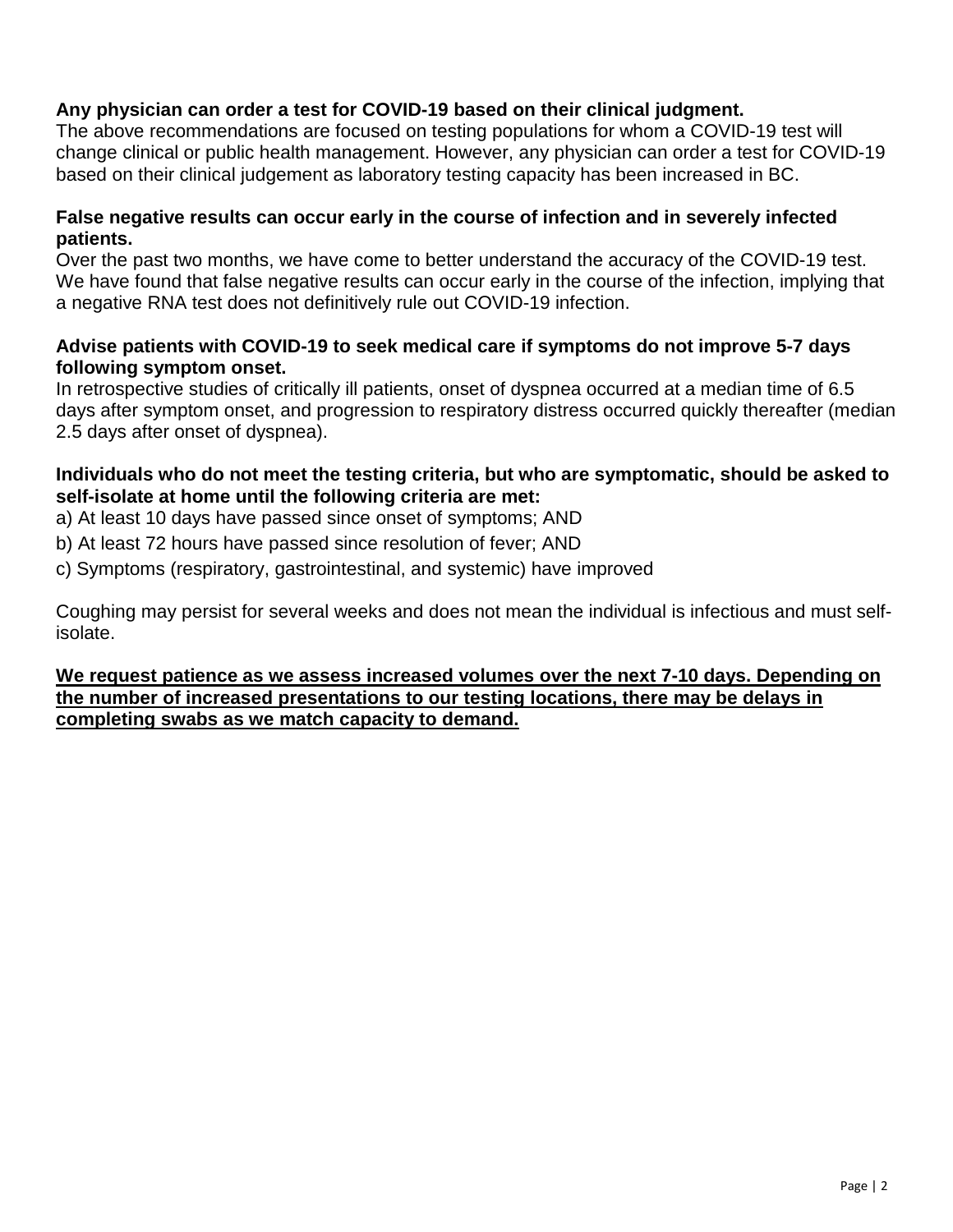**Any physician can order a test for COVID-19 based on their clinical judgment.**
The above recommendations are focused on testing populations for whom a COVID-19 test will change clinical or public health management. However, any physician can order a test for COVID-19 based on their clinical judgement as laboratory testing capacity has been increased in BC.

**False negative results can occur early in the course of infection and in severely infected patients.**
Over the past two months, we have come to better understand the accuracy of the COVID-19 test. We have found that false negative results can occur early in the course of the infection, implying that a negative RNA test does not definitively rule out COVID-19 infection.

**Advise patients with COVID-19 to seek medical care if symptoms do not improve 5-7 days following symptom onset.**
In retrospective studies of critically ill patients, onset of dyspnea occurred at a median time of 6.5 days after symptom onset, and progression to respiratory distress occurred quickly thereafter (median 2.5 days after onset of dyspnea).

**Individuals who do not meet the testing criteria, but who are symptomatic, should be asked to self-isolate at home until the following criteria are met:**

a) At least 10 days have passed since onset of symptoms; AND

b) At least 72 hours have passed since resolution of fever; AND

c) Symptoms (respiratory, gastrointestinal, and systemic) have improved

Coughing may persist for several weeks and does not mean the individual is infectious and must self-isolate.

<u>**We request patience as we assess increased volumes over the next 7-10 days. Depending on the number of increased presentations to our testing locations, there may be delays in completing swabs as we match capacity to demand.**</u>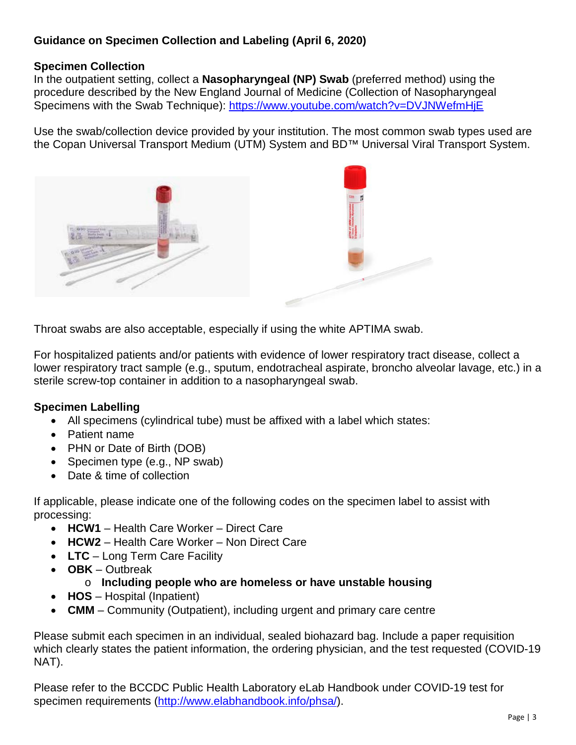**Guidance on Specimen Collection and Labeling (April 6, 2020)**

**Specimen Collection**

In the outpatient setting, collect a **Nasopharyngeal (NP) Swab** (preferred method) using the procedure described by the New England Journal of Medicine (Collection of Nasopharyngeal Specimens with the Swab Technique): https://www.youtube.com/watch?v=DVJNWefmHjE

Use the swab/collection device provided by your institution. The most common swab types used are the Copan Universal Transport Medium (UTM) System and BD™ Universal Viral Transport System.

Throat swabs are also acceptable, especially if using the white APTIMA swab.

For hospitalized patients and/or patients with evidence of lower respiratory tract disease, collect a lower respiratory tract sample (e.g., sputum, endotracheal aspirate, broncho alveolar lavage, etc.) in a sterile screw-top container in addition to a nasopharyngeal swab.

**Specimen Labelling**

- All specimens (cylindrical tube) must be affixed with a label which states:
- Patient name
- PHN or Date of Birth (DOB)
- Specimen type (e.g., NP swab)
- Date & time of collection

If applicable, please indicate one of the following codes on the specimen label to assist with processing:

- **HCW1** – Health Care Worker – Direct Care
- **HCW2** – Health Care Worker – Non Direct Care
- **LTC** – Long Term Care Facility
- **OBK** – Outbreak
  - **Including people who are homeless or have unstable housing**
- **HOS** – Hospital (Inpatient)
- **CMM** – Community (Outpatient), including urgent and primary care centre

Please submit each specimen in an individual, sealed biohazard bag. Include a paper requisition which clearly states the patient information, the ordering physician, and the test requested (COVID-19 NAT).

Please refer to the BCCDC Public Health Laboratory eLab Handbook under COVID-19 test for specimen requirements (http://www.elabhandbook.info/phsa/).